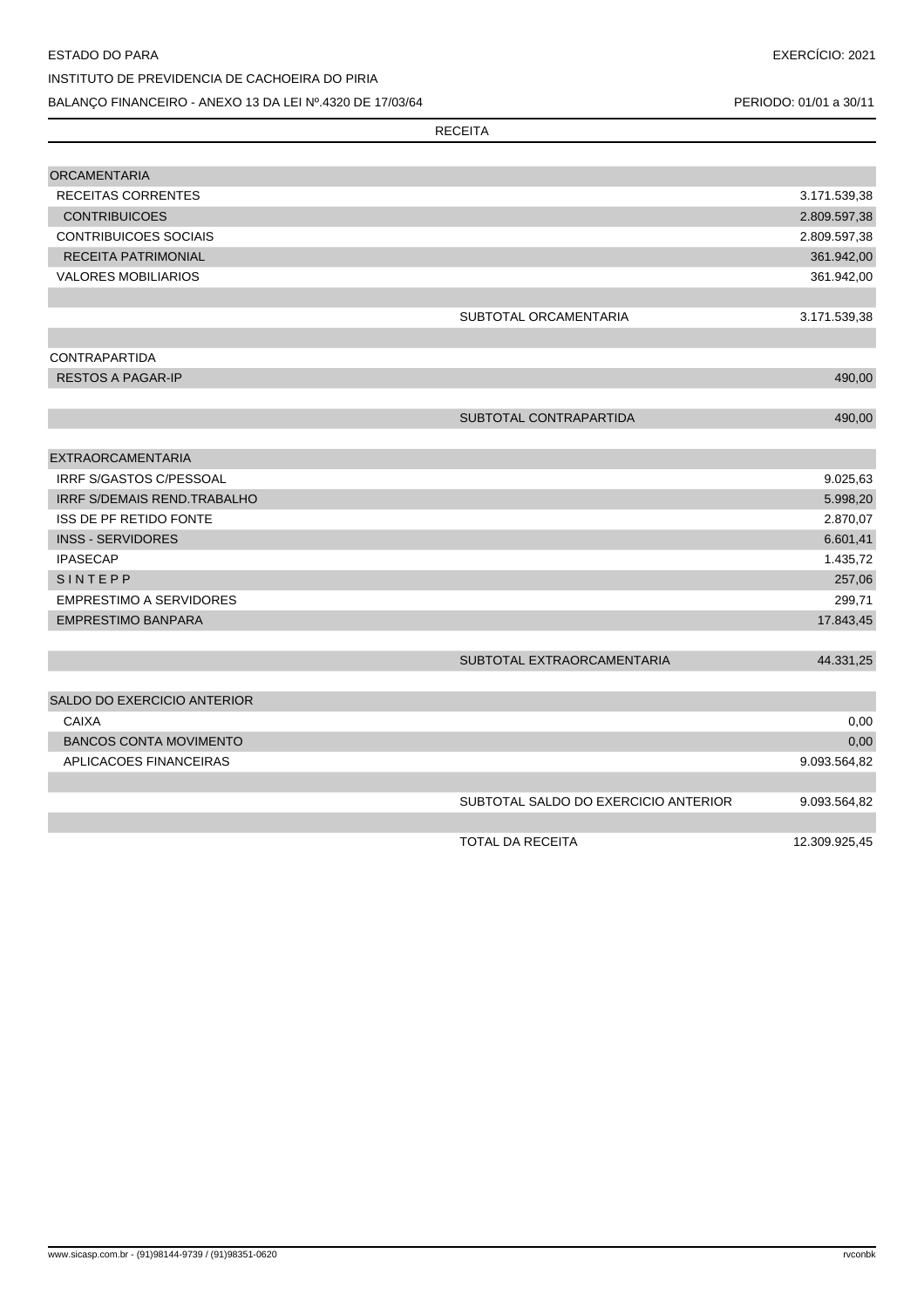ESTADO DO PARA

INSTITUTO DE PREVIDENCIA DE CACHOEIRA DO PIRIA

BALANÇO FINANCEIRO - ANEXO 13 DA LEI Nº.4320 DE 17/03/64

EXERCÍCIO: 2021

PERIODO: 01/01 a 30/11

| RECEITA | | |
|---|---|---|
| ORCAMENTARIA | | |
| RECEITAS CORRENTES | | 3.171.539,38 |
| CONTRIBUICOES | | 2.809.597,38 |
| CONTRIBUICOES SOCIAIS | | 2.809.597,38 |
| RECEITA PATRIMONIAL | | 361.942,00 |
| VALORES MOBILIARIOS | | 361.942,00 |
| | SUBTOTAL ORCAMENTARIA | 3.171.539,38 |
| CONTRAPARTIDA | | |
| RESTOS A PAGAR-IP | | 490,00 |
| | SUBTOTAL CONTRAPARTIDA | 490,00 |
| EXTRAORCAMENTARIA | | |
| IRRF S/GASTOS C/PESSOAL | | 9.025,63 |
| IRRF S/DEMAIS REND.TRABALHO | | 5.998,20 |
| ISS DE PF RETIDO FONTE | | 2.870,07 |
| INSS - SERVIDORES | | 6.601,41 |
| IPASECAP | | 1.435,72 |
| S I N T E P P | | 257,06 |
| EMPRESTIMO A SERVIDORES | | 299,71 |
| EMPRESTIMO BANPARA | | 17.843,45 |
| | SUBTOTAL EXTRAORCAMENTARIA | 44.331,25 |
| SALDO DO EXERCICIO ANTERIOR | | |
| CAIXA | | 0,00 |
| BANCOS CONTA MOVIMENTO | | 0,00 |
| APLICACOES FINANCEIRAS | | 9.093.564,82 |
| | SUBTOTAL SALDO DO EXERCICIO ANTERIOR | 9.093.564,82 |
| | TOTAL DA RECEITA | 12.309.925,45 |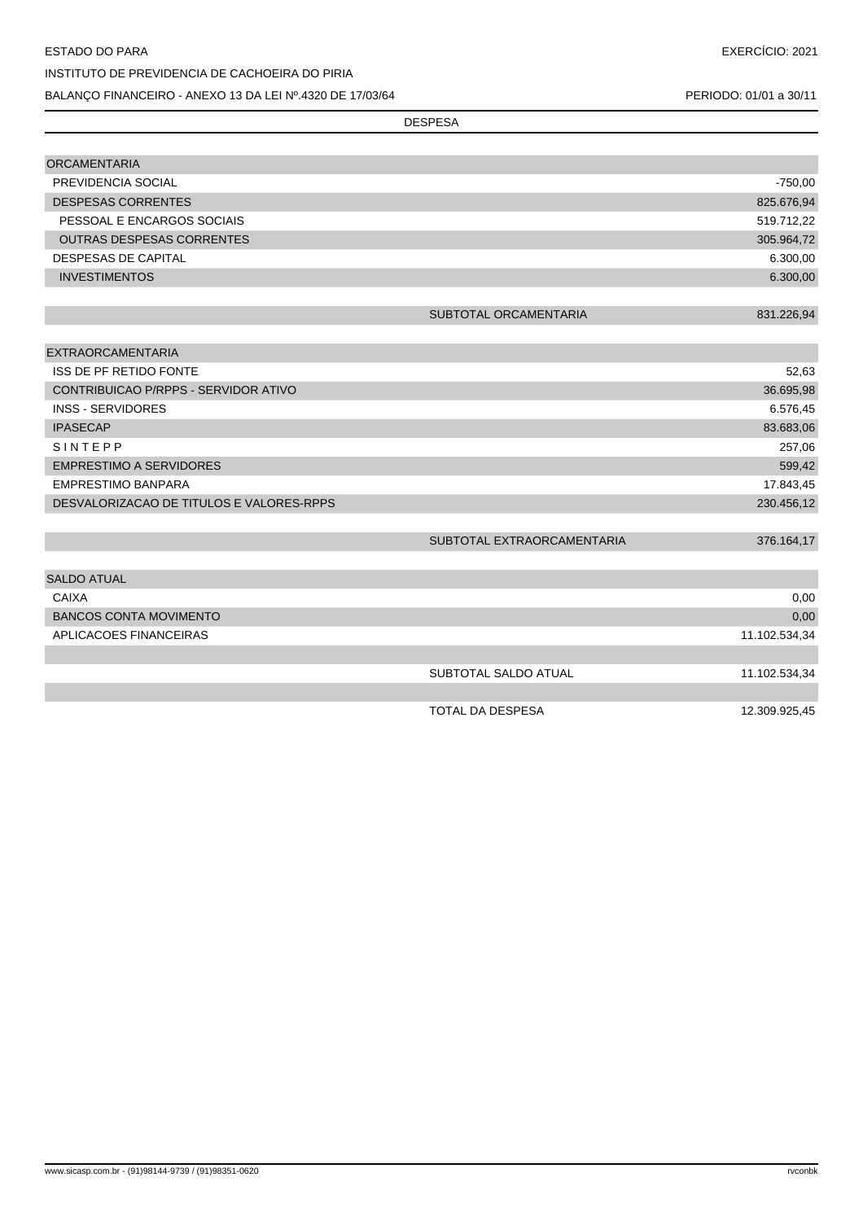ESTADO DO PARA

INSTITUTO DE PREVIDENCIA DE CACHOEIRA DO PIRIA

BALANÇO FINANCEIRO - ANEXO 13 DA LEI Nº.4320 DE 17/03/64

EXERCÍCIO: 2021

PERIODO: 01/01 a 30/11

## DESPESA

| | | |
|---|---|---|
| ORCAMENTARIA | | |
| PREVIDENCIA SOCIAL | | -750,00 |
| DESPESAS CORRENTES | | 825.676,94 |
| PESSOAL E ENCARGOS SOCIAIS | | 519.712,22 |
| OUTRAS DESPESAS CORRENTES | | 305.964,72 |
| DESPESAS DE CAPITAL | | 6.300,00 |
| INVESTIMENTOS | | 6.300,00 |
| | SUBTOTAL ORCAMENTARIA | 831.226,94 |
| EXTRAORCAMENTARIA | | |
| ISS DE PF RETIDO FONTE | | 52,63 |
| CONTRIBUICAO P/RPPS - SERVIDOR ATIVO | | 36.695,98 |
| INSS - SERVIDORES | | 6.576,45 |
| IPASECAP | | 83.683,06 |
| S I N T E P P | | 257,06 |
| EMPRESTIMO A SERVIDORES | | 599,42 |
| EMPRESTIMO BANPARA | | 17.843,45 |
| DESVALORIZACAO DE TITULOS E VALORES-RPPS | | 230.456,12 |
| | SUBTOTAL EXTRAORCAMENTARIA | 376.164,17 |
| SALDO ATUAL | | |
| CAIXA | | 0,00 |
| BANCOS CONTA MOVIMENTO | | 0,00 |
| APLICACOES FINANCEIRAS | | 11.102.534,34 |
| | SUBTOTAL SALDO ATUAL | 11.102.534,34 |
| | TOTAL DA DESPESA | 12.309.925,45 |

www.sicasp.com.br - (91)98144-9739 / (91)98351-0620 rvconbk